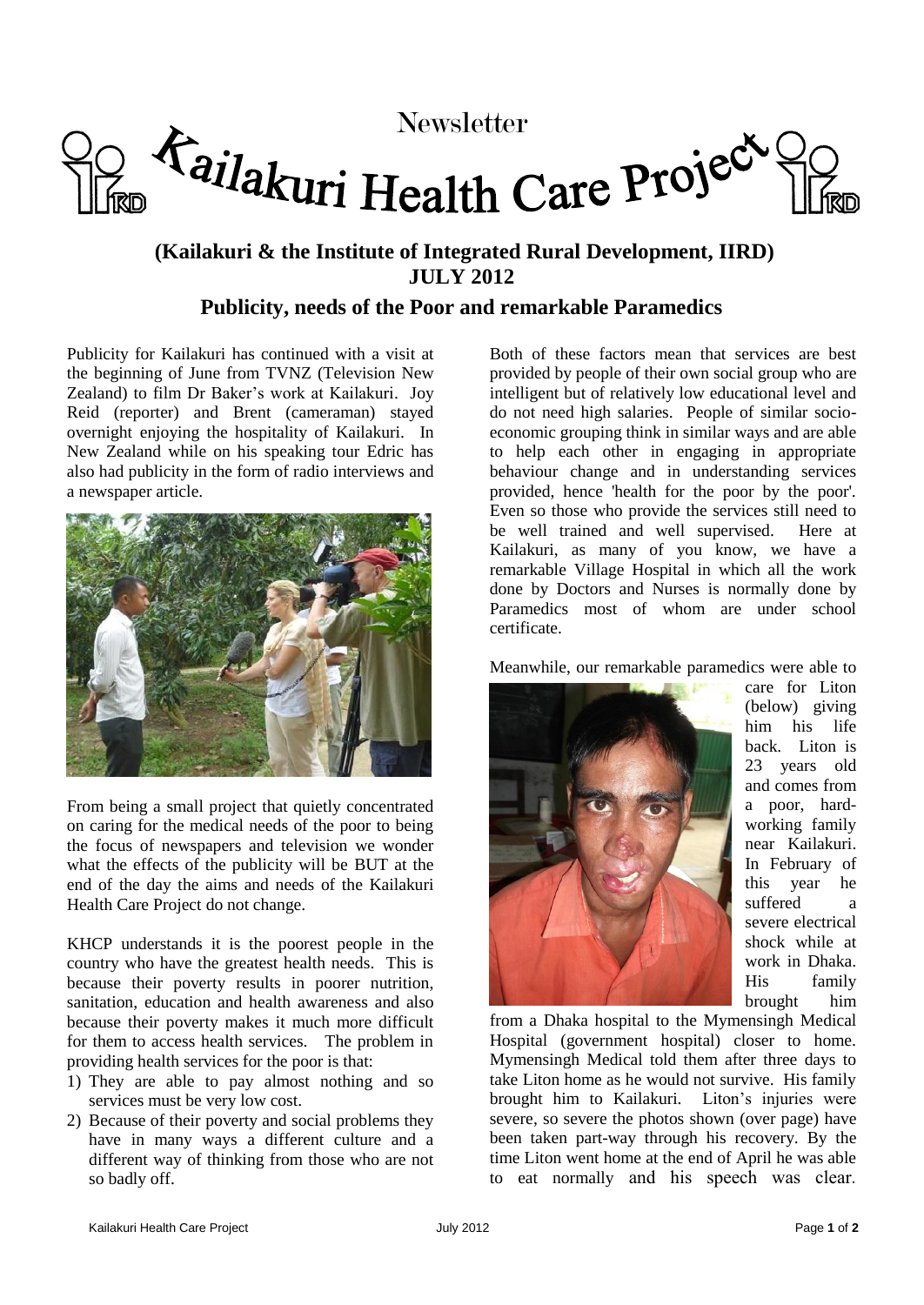Newsletter

# Kailakuri Health Care Project

## (Kailakuri & the Institute of Integrated Rural Development, IIRD)
## JULY 2012

### Publicity, needs of the Poor and remarkable Paramedics

Publicity for Kailakuri has continued with a visit at the beginning of June from TVNZ (Television New Zealand) to film Dr Baker's work at Kailakuri. Joy Reid (reporter) and Brent (cameraman) stayed overnight enjoying the hospitality of Kailakuri. In New Zealand while on his speaking tour Edric has also had publicity in the form of radio interviews and a newspaper article.

From being a small project that quietly concentrated on caring for the medical needs of the poor to being the focus of newspapers and television we wonder what the effects of the publicity will be BUT at the end of the day the aims and needs of the Kailakuri Health Care Project do not change.

KHCP understands it is the poorest people in the country who have the greatest health needs. This is because their poverty results in poorer nutrition, sanitation, education and health awareness and also because their poverty makes it much more difficult for them to access health services. The problem in providing health services for the poor is that:

1) They are able to pay almost nothing and so services must be very low cost.
2) Because of their poverty and social problems they have in many ways a different culture and a different way of thinking from those who are not so badly off.

Both of these factors mean that services are best provided by people of their own social group who are intelligent but of relatively low educational level and do not need high salaries. People of similar socio-economic grouping think in similar ways and are able to help each other in engaging in appropriate behaviour change and in understanding services provided, hence 'health for the poor by the poor'. Even so those who provide the services still need to be well trained and well supervised. Here at Kailakuri, as many of you know, we have a remarkable Village Hospital in which all the work done by Doctors and Nurses is normally done by Paramedics most of whom are under school certificate.

Meanwhile, our remarkable paramedics were able to care for Liton (below) giving him his life back. Liton is 23 years old and comes from a poor, hard-working family near Kailakuri. In February of this year he suffered a severe electrical shock while at work in Dhaka. His family brought him from a Dhaka hospital to the Mymensingh Medical Hospital (government hospital) closer to home. Mymensingh Medical told them after three days to take Liton home as he would not survive. His family brought him to Kailakuri. Liton's injuries were severe, so severe the photos shown (over page) have been taken part-way through his recovery. By the time Liton went home at the end of April he was able to eat normally and his speech was clear.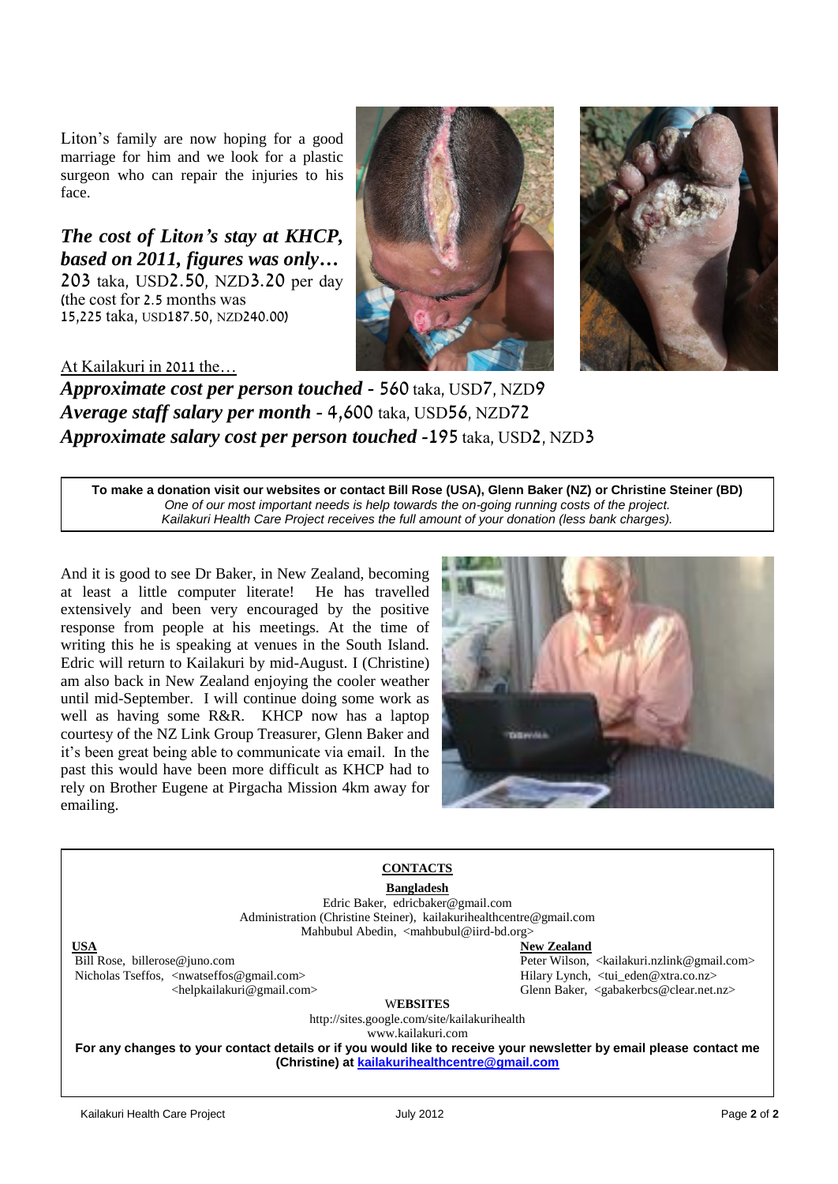Liton's family are now hoping for a good marriage for him and we look for a plastic surgeon who can repair the injuries to his face.

***The cost of Liton's stay at KHCP, based on 2011, figures was only…***
203 taka, USD2.50, NZD3.20 per day (the cost for 2.5 months was 15,225 taka, USD187.50, NZD240.00)

At Kailakuri in 2011 the…
***Approximate cost per person touched*** - 560 taka, USD7, NZD9
***Average staff salary per month*** - 4,600 taka, USD56, NZD72
***Approximate salary cost per person touched*** -195 taka, USD2, NZD3

**To make a donation visit our websites or contact Bill Rose (USA), Glenn Baker (NZ) or Christine Steiner (BD)**
*One of our most important needs is help towards the on-going running costs of the project.*
*Kailakuri Health Care Project receives the full amount of your donation (less bank charges).*

And it is good to see Dr Baker, in New Zealand, becoming at least a little computer literate! He has travelled extensively and been very encouraged by the positive response from people at his meetings. At the time of writing this he is speaking at venues in the South Island. Edric will return to Kailakuri by mid-August. I (Christine) am also back in New Zealand enjoying the cooler weather until mid-September. I will continue doing some work as well as having some R&R. KHCP now has a laptop courtesy of the NZ Link Group Treasurer, Glenn Baker and it's been great being able to communicate via email. In the past this would have been more difficult as KHCP had to rely on Brother Eugene at Pirgacha Mission 4km away for emailing.

**CONTACTS**

**Bangladesh**
Edric Baker, edricbaker@gmail.com
Administration (Christine Steiner), kailakurihealthcentre@gmail.com
Mahbubul Abedin, <mahbubul@iird-bd.org>

**USA**
Bill Rose, billerose@juno.com
Nicholas Tseffos, <nwatseffos@gmail.com>
<helpkailakuri@gmail.com>

**New Zealand**
Peter Wilson, <kailakuri.nzlink@gmail.com>
Hilary Lynch, <tui_eden@xtra.co.nz>
Glenn Baker, <gabakerbcs@clear.net.nz>

**WEBSITES**
http://sites.google.com/site/kailakurihealth
www.kailakuri.com

**For any changes to your contact details or if you would like to receive your newsletter by email please contact me (Christine) at kailakurihealthcentre@gmail.com**